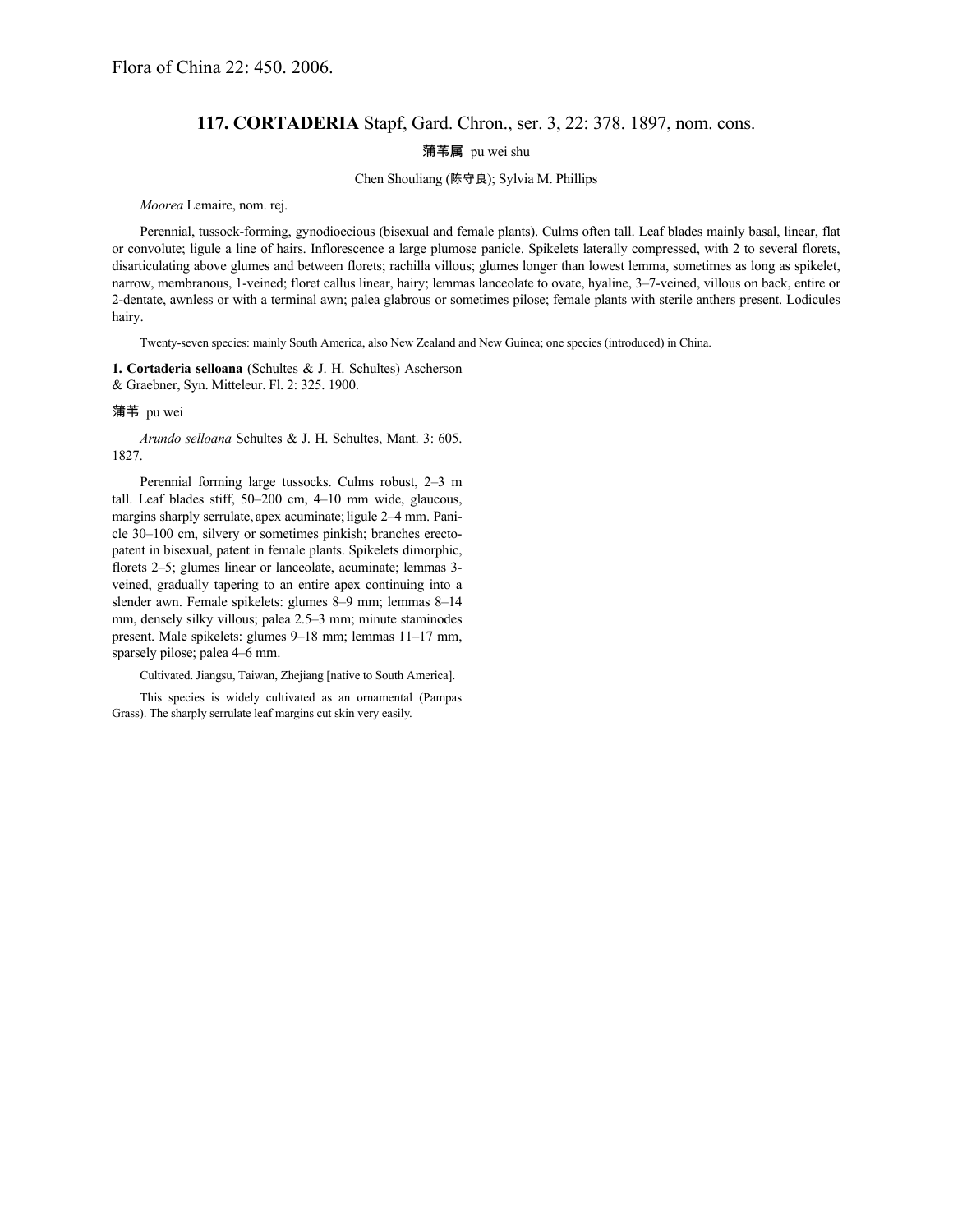Flora of China 22: 450. 2006.

## 117. CORTADERIA Stapf, Gard. Chron., ser. 3, 22: 378. 1897, nom. cons.

蒲苇属 pu wei shu

Chen Shouliang (陈守良); Sylvia M. Phillips

*Moorea* Lemaire, nom. rej.

Perennial, tussock-forming, gynodioecious (bisexual and female plants). Culms often tall. Leaf blades mainly basal, linear, flat or convolute; ligule a line of hairs. Inflorescence a large plumose panicle. Spikelets laterally compressed, with 2 to several florets, disarticulating above glumes and between florets; rachilla villous; glumes longer than lowest lemma, sometimes as long as spikelet, narrow, membranous, 1-veined; floret callus linear, hairy; lemmas lanceolate to ovate, hyaline, 3–7-veined, villous on back, entire or 2-dentate, awnless or with a terminal awn; palea glabrous or sometimes pilose; female plants with sterile anthers present. Lodicules hairy.

Twenty-seven species: mainly South America, also New Zealand and New Guinea; one species (introduced) in China.

**1. Cortaderia selloana** (Schultes & J. H. Schultes) Ascherson & Graebner, Syn. Mitteleur. Fl. 2: 325. 1900.

蒲苇 pu wei

*Arundo selloana* Schultes & J. H. Schultes, Mant. 3: 605. 1827.

Perennial forming large tussocks. Culms robust, 2–3 m tall. Leaf blades stiff, 50–200 cm, 4–10 mm wide, glaucous, margins sharply serrulate, apex acuminate; ligule 2–4 mm. Panicle 30–100 cm, silvery or sometimes pinkish; branches erecto-patent in bisexual, patent in female plants. Spikelets dimorphic, florets 2–5; glumes linear or lanceolate, acuminate; lemmas 3-veined, gradually tapering to an entire apex continuing into a slender awn. Female spikelets: glumes 8–9 mm; lemmas 8–14 mm, densely silky villous; palea 2.5–3 mm; minute staminodes present. Male spikelets: glumes 9–18 mm; lemmas 11–17 mm, sparsely pilose; palea 4–6 mm.

Cultivated. Jiangsu, Taiwan, Zhejiang [native to South America].

This species is widely cultivated as an ornamental (Pampas Grass). The sharply serrulate leaf margins cut skin very easily.